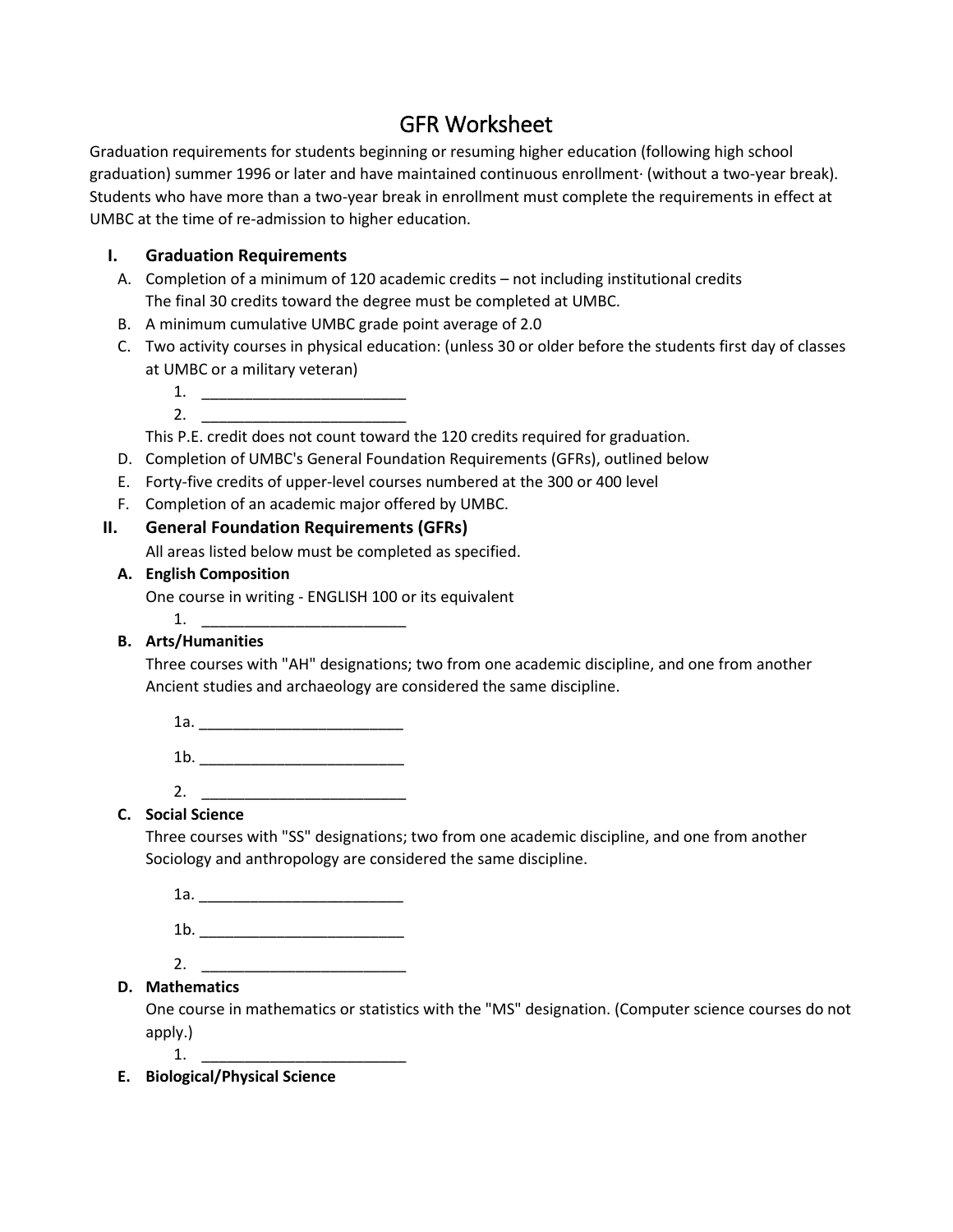# GFR Worksheet

Graduation requirements for students beginning or resuming higher education (following high school graduation) summer 1996 or later and have maintained continuous enrollment· (without a two-year break). Students who have more than a two-year break in enrollment must complete the requirements in effect at UMBC at the time of re-admission to higher education.

## I. Graduation Requirements

A. Completion of a minimum of 120 academic credits – not including institutional credits
   The final 30 credits toward the degree must be completed at UMBC.

B. A minimum cumulative UMBC grade point average of 2.0

C. Two activity courses in physical education: (unless 30 or older before the students first day of classes at UMBC or a military veteran)

   1. ________________________
   2. ________________________

   This P.E. credit does not count toward the 120 credits required for graduation.

D. Completion of UMBC's General Foundation Requirements (GFRs), outlined below

E. Forty-five credits of upper-level courses numbered at the 300 or 400 level

F. Completion of an academic major offered by UMBC.

## II. General Foundation Requirements (GFRs)

All areas listed below must be completed as specified.

### A. English Composition

One course in writing - ENGLISH 100 or its equivalent

1. ________________________

### B. Arts/Humanities

Three courses with "AH" designations; two from one academic discipline, and one from another Ancient studies and archaeology are considered the same discipline.

1a. ________________________

1b. ________________________

2. ________________________

### C. Social Science

Three courses with "SS" designations; two from one academic discipline, and one from another Sociology and anthropology are considered the same discipline.

1a. ________________________

1b. ________________________

2. ________________________

### D. Mathematics

One course in mathematics or statistics with the "MS" designation. (Computer science courses do not apply.)

1. ________________________

### E. Biological/Physical Science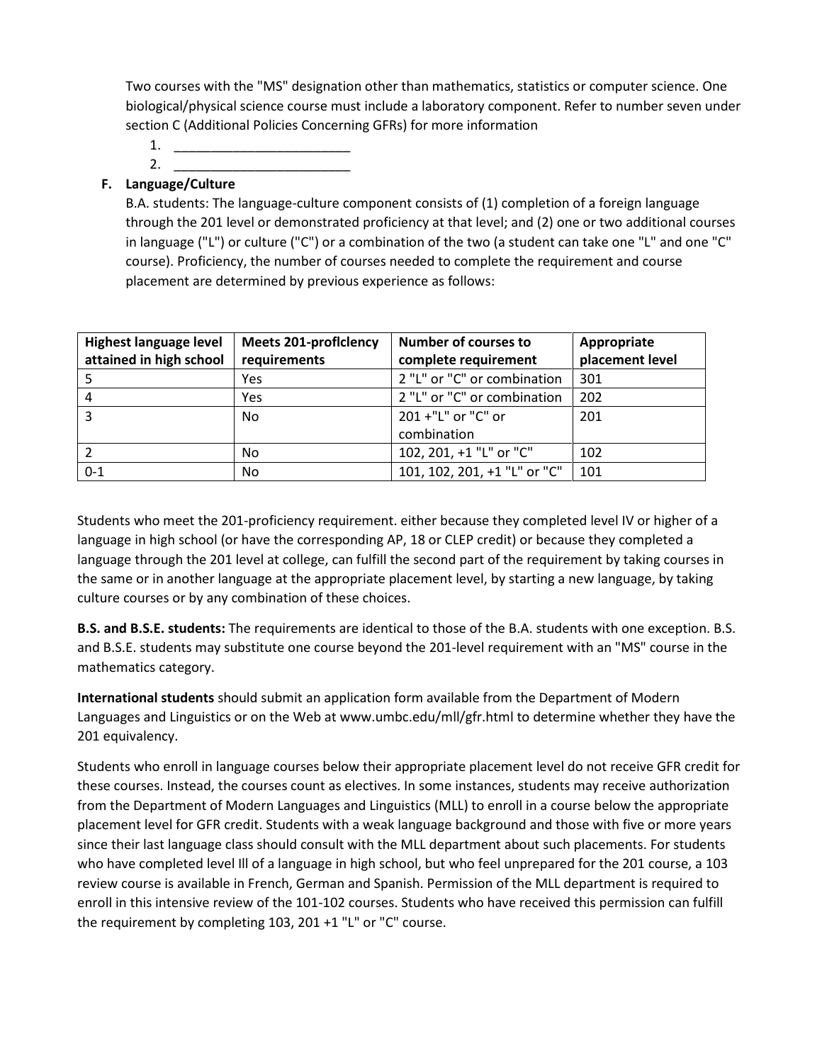Two courses with the "MS" designation other than mathematics, statistics or computer science. One biological/physical science course must include a laboratory component. Refer to number seven under section C (Additional Policies Concerning GFRs) for more information

1. ________________________
2. ________________________

**F. Language/Culture**

B.A. students: The language-culture component consists of (1) completion of a foreign language through the 201 level or demonstrated proficiency at that level; and (2) one or two additional courses in language ("L") or culture ("C") or a combination of the two (a student can take one "L" and one "C" course). Proficiency, the number of courses needed to complete the requirement and course placement are determined by previous experience as follows:

| Highest language level attained in high school | Meets 201-proflclency requirements | Number of courses to complete requirement | Appropriate placement level |
|---|---|---|---|
| 5 | Yes | 2 "L" or "C" or combination | 301 |
| 4 | Yes | 2 "L" or "C" or combination | 202 |
| 3 | No | 201 +"L" or "C" or combination | 201 |
| 2 | No | 102, 201, +1 "L" or "C" | 102 |
| 0-1 | No | 101, 102, 201, +1 "L" or "C" | 101 |

Students who meet the 201-proficiency requirement. either because they completed level IV or higher of a language in high school (or have the corresponding AP, 18 or CLEP credit) or because they completed a language through the 201 level at college, can fulfill the second part of the requirement by taking courses in the same or in another language at the appropriate placement level, by starting a new language, by taking culture courses or by any combination of these choices.

**B.S. and B.S.E. students:** The requirements are identical to those of the B.A. students with one exception. B.S. and B.S.E. students may substitute one course beyond the 201-level requirement with an "MS" course in the mathematics category.

**International students** should submit an application form available from the Department of Modern Languages and Linguistics or on the Web at www.umbc.edu/mll/gfr.html to determine whether they have the 201 equivalency.

Students who enroll in language courses below their appropriate placement level do not receive GFR credit for these courses. Instead, the courses count as electives. In some instances, students may receive authorization from the Department of Modern Languages and Linguistics (MLL) to enroll in a course below the appropriate placement level for GFR credit. Students with a weak language background and those with five or more years since their last language class should consult with the MLL department about such placements. For students who have completed level Ill of a language in high school, but who feel unprepared for the 201 course, a 103 review course is available in French, German and Spanish. Permission of the MLL department is required to enroll in this intensive review of the 101-102 courses. Students who have received this permission can fulfill the requirement by completing 103, 201 +1 "L" or "C" course.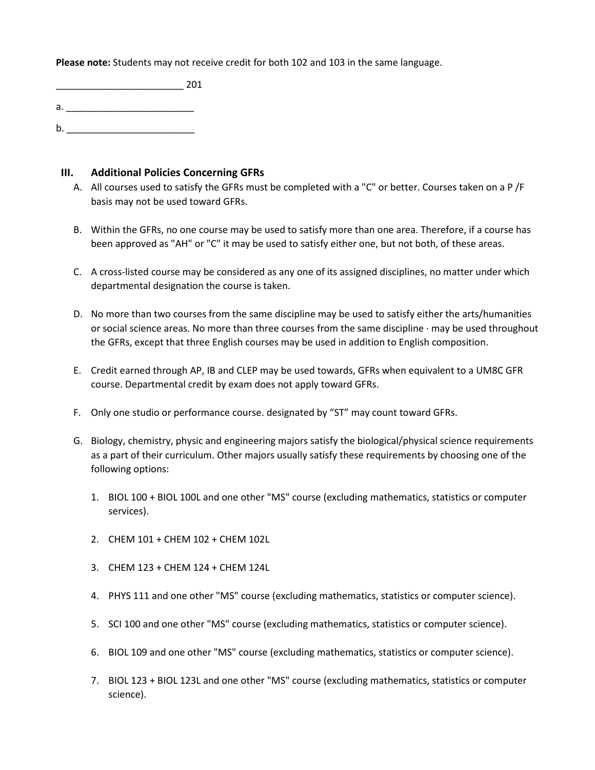**Please note:** Students may not receive credit for both 102 and 103 in the same language.

_________________________ 201

a. _________________________

b. _________________________

## III. Additional Policies Concerning GFRs

A. All courses used to satisfy the GFRs must be completed with a "C" or better. Courses taken on a P /F basis may not be used toward GFRs.

B. Within the GFRs, no one course may be used to satisfy more than one area. Therefore, if a course has been approved as "AH" or "C" it may be used to satisfy either one, but not both, of these areas.

C. A cross-listed course may be considered as any one of its assigned disciplines, no matter under which departmental designation the course is taken.

D. No more than two courses from the same discipline may be used to satisfy either the arts/humanities or social science areas. No more than three courses from the same discipline · may be used throughout the GFRs, except that three English courses may be used in addition to English composition.

E. Credit earned through AP, IB and CLEP may be used towards, GFRs when equivalent to a UM8C GFR course. Departmental credit by exam does not apply toward GFRs.

F. Only one studio or performance course. designated by "ST" may count toward GFRs.

G. Biology, chemistry, physic and engineering majors satisfy the biological/physical science requirements as a part of their curriculum. Other majors usually satisfy these requirements by choosing one of the following options:

1. BIOL 100 + BIOL 100L and one other "MS" course (excluding mathematics, statistics or computer services).
2. CHEM 101 + CHEM 102 + CHEM 102L
3. CHEM 123 + CHEM 124 + CHEM 124L
4. PHYS 111 and one other "MS" course (excluding mathematics, statistics or computer science).
5. SCI 100 and one other "MS" course (excluding mathematics, statistics or computer science).
6. BIOL 109 and one other "MS" course (excluding mathematics, statistics or computer science).
7. BIOL 123 + BIOL 123L and one other "MS" course (excluding mathematics, statistics or computer science).